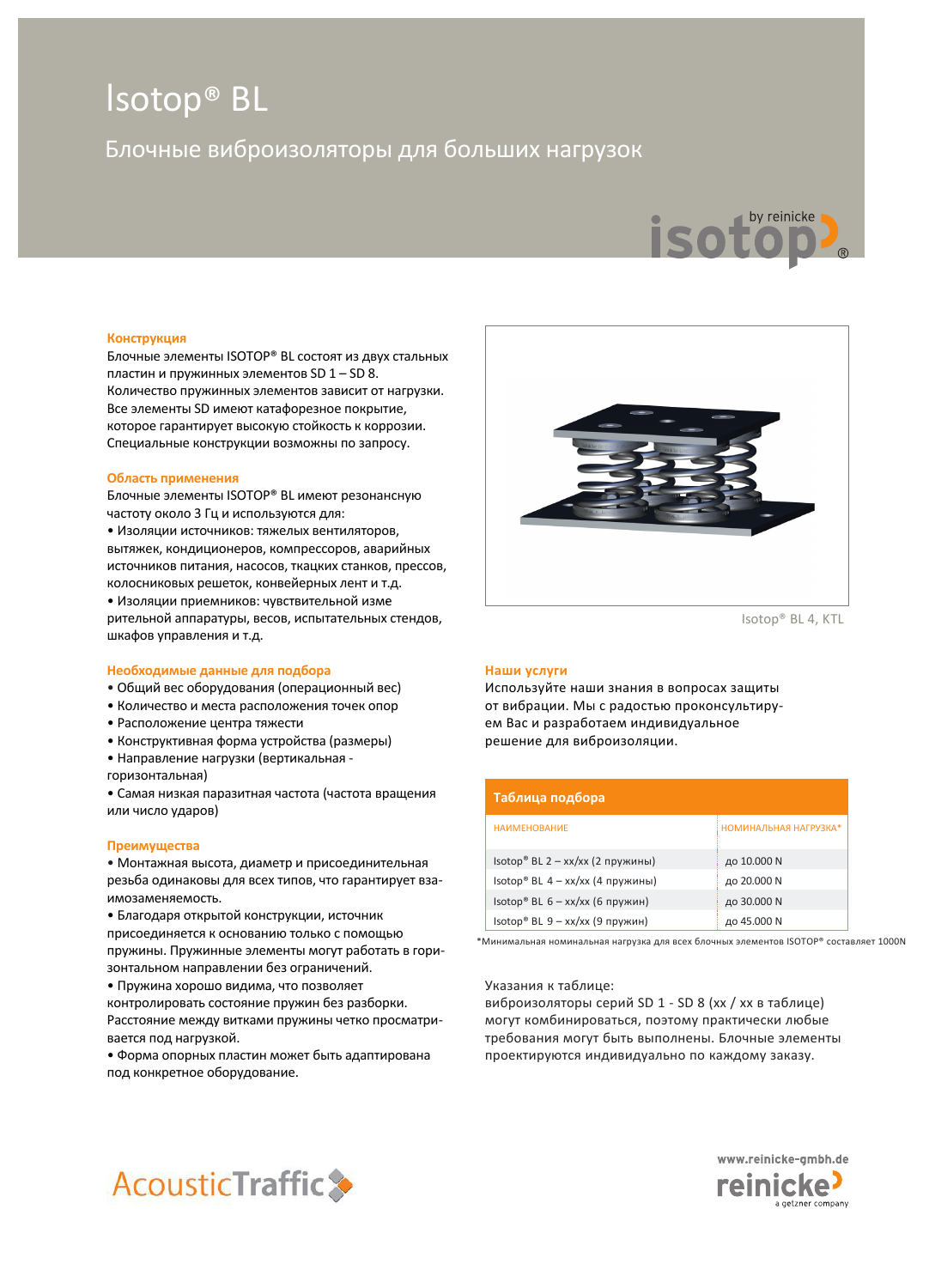# Isotop® BL

## Блочные виброизоляторы для больших нагрузок

### Конструкция

Блочные элементы ISOTOP® BL состоят из двух стальных пластин и пружинных элементов SD 1 – SD 8. Количество пружинных элементов зависит от нагрузки. Все элементы SD имеют катафорезное покрытие, которое гарантирует высокую стойкость к коррозии. Специальные конструкции возможны по запросу.

### Область применения

Блочные элементы ISOTOP® BL имеют резонансную частоту около 3 Гц и используются для:

- Изоляции источников: тяжелых вентиляторов, вытяжек, кондиционеров, компрессоров, аварийных источников питания, насосов, ткацких станков, прессов, колосниковых решеток, конвейерных лент и т.д.
- Изоляции приемников: чувствительной измерительной аппаратуры, весов, испытательных стендов, шкафов управления и т.д.

### Необходимые данные для подбора

- Общий вес оборудования (операционный вес)
- Количество и места расположения точек опор
- Расположение центра тяжести
- Конструктивная форма устройства (размеры)
- Направление нагрузки (вертикальная - горизонтальная)
- Самая низкая паразитная частота (частота вращения или число ударов)

### Преимущества

- Монтажная высота, диаметр и присоединительная резьба одинаковы для всех типов, что гарантирует взаимозаменяемость.
- Благодаря открытой конструкции, источник присоединяется к основанию только с помощью пружины. Пружинные элементы могут работать в горизонтальном направлении без ограничений.
- Пружина хорошо видима, что позволяет контролировать состояние пружин без разборки. Расстояние между витками пружины четко просматривается под нагрузкой.
- Форма опорных пластин может быть адаптирована под конкретное оборудование.

Isotop® BL 4, KTL

### Наши услуги

Используйте наши знания в вопросах защиты от вибрации. Мы с радостью проконсультируем Вас и разработаем индивидуальное решение для виброизоляции.

### Таблица подбора

| НАИМЕНОВАНИЕ | НОМИНАЛЬНАЯ НАГРУЗКА* |
|---|---|
| Isotop® BL 2 – xx/xx (2 пружины) | до 10.000 N |
| Isotop® BL 4 – xx/xx (4 пружины) | до 20.000 N |
| Isotop® BL 6 – xx/xx (6 пружин) | до 30.000 N |
| Isotop® BL 9 – xx/xx (9 пружин) | до 45.000 N |

*Минимальная номинальная нагрузка для всех блочных элементов ISOTOP® составляет 1000N

Указания к таблице:
виброизоляторы серий SD 1 - SD 8 (xx / xx в таблице) могут комбинироваться, поэтому практически любые требования могут быть выполнены. Блочные элементы проектируются индивидуально по каждому заказу.

AcousticTraffic

www.reinicke-gmbh.de
reinicke
a getzner company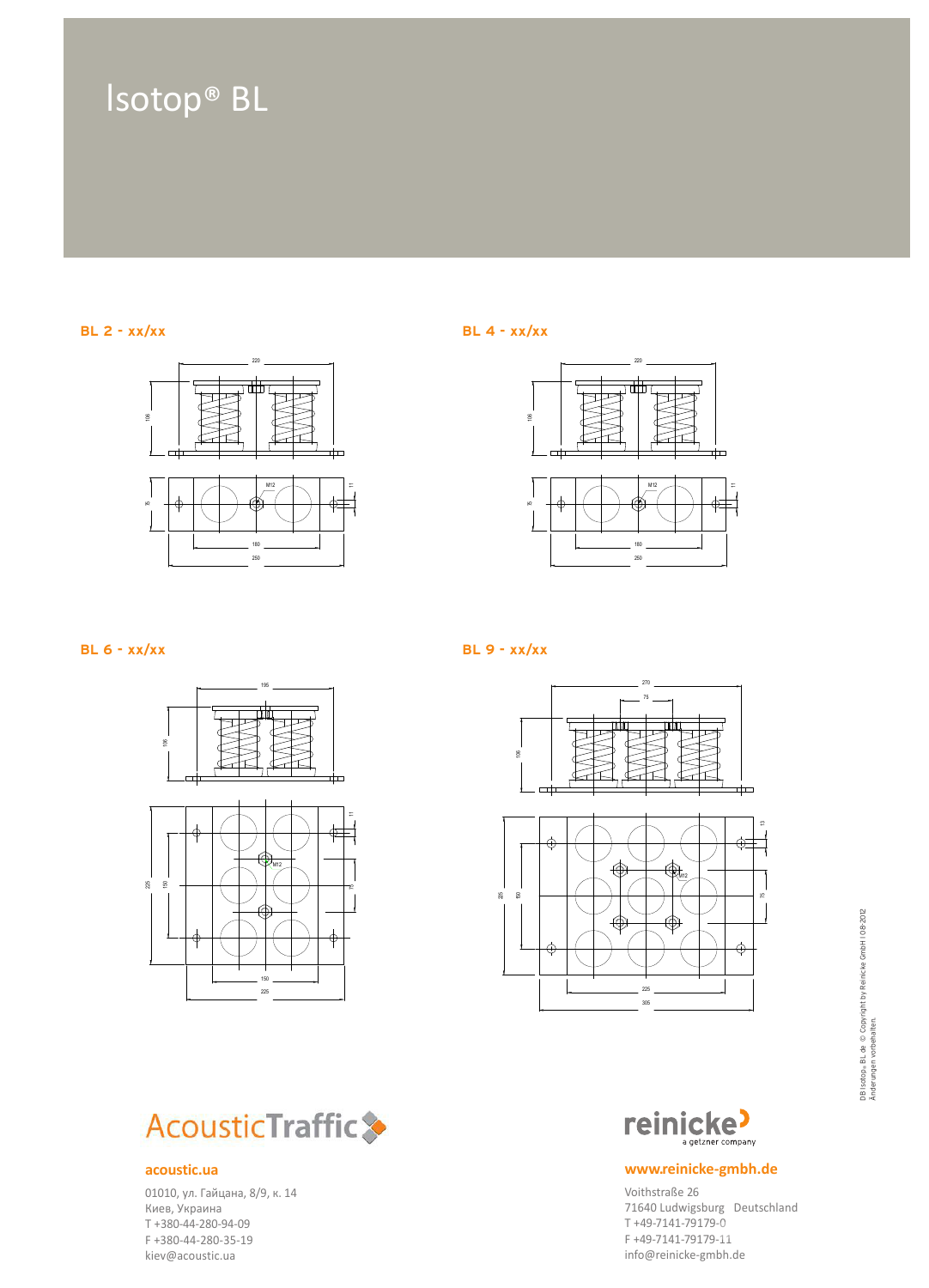# Isotop® BL

## BL 2 - xx/xx

220

106

M12

75

11

180

250

## BL 4 - xx/xx

220

106

M12

75

11

180

250

## BL 6 - xx/xx

195

106

11

M12

225

150

75

150

225

## BL 9 - xx/xx

270

75

106

13

M12

225

150

75

225

305

DB Isotop® BL.de © Copyright by Reinicke GmbH | 08-2012
Änderungen vorbehalten.

AcousticTraffic

**acoustic.ua**

01010, ул. Гайцана, 8/9, к. 14
Киев, Украина
T +380-44-280-94-09
F +380-44-280-35-19
kiev@acoustic.ua

reinicke
a getzner company

**www.reinicke-gmbh.de**

Voithstraße 26
71640 Ludwigsburg Deutschland
T +49-7141-79179-0
F +49-7141-79179-11
info@reinicke-gmbh.de